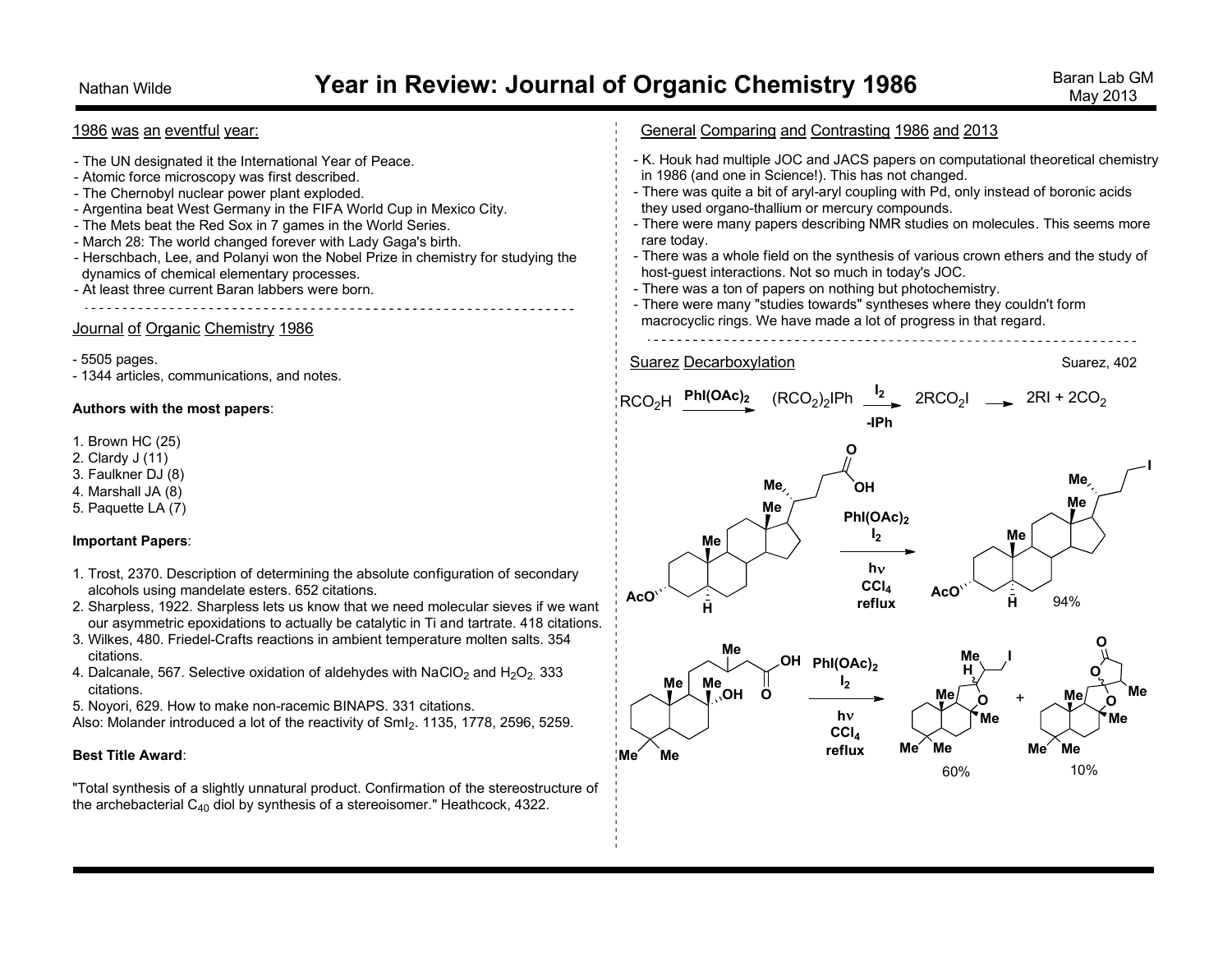# Year in Review: Journal of Organic Chemistry 1986

Nathan Wilde

Baran Lab GM
May 2013

## 1986 was an eventful year:

- The UN designated it the International Year of Peace.
- Atomic force microscopy was first described.
- The Chernobyl nuclear power plant exploded.
- Argentina beat West Germany in the FIFA World Cup in Mexico City.
- The Mets beat the Red Sox in 7 games in the World Series.
- March 28: The world changed forever with Lady Gaga's birth.
- Herschbach, Lee, and Polanyi won the Nobel Prize in chemistry for studying the dynamics of chemical elementary processes.
- At least three current Baran labbers were born.

## Journal of Organic Chemistry 1986

- 5505 pages.
- 1344 articles, communications, and notes.

**Authors with the most papers**:

1. Brown HC (25)
2. Clardy J (11)
3. Faulkner DJ (8)
4. Marshall JA (8)
5. Paquette LA (7)

**Important Papers**:

1. Trost, 2370. Description of determining the absolute configuration of secondary alcohols using mandelate esters. 652 citations.
2. Sharpless, 1922. Sharpless lets us know that we need molecular sieves if we want our asymmetric epoxidations to actually be catalytic in Ti and tartrate. 418 citations.
3. Wilkes, 480. Friedel-Crafts reactions in ambient temperature molten salts. 354 citations.
4. Dalcanale, 567. Selective oxidation of aldehydes with $NaClO_2$ and $H_2O_2$. 333 citations.
5. Noyori, 629. How to make non-racemic BINAPS. 331 citations.

Also: Molander introduced a lot of the reactivity of $SmI_2$. 1135, 1778, 2596, 5259.

**Best Title Award**:

"Total synthesis of a slightly unnatural product. Confirmation of the stereostructure of the archebacterial $C_{40}$ diol by synthesis of a stereoisomer." Heathcock, 4322.

## General Comparing and Contrasting 1986 and 2013

- K. Houk had multiple JOC and JACS papers on computational theoretical chemistry in 1986 (and one in Science!). This has not changed.
- There was quite a bit of aryl-aryl coupling with Pd, only instead of boronic acids they used organo-thallium or mercury compounds.
- There were many papers describing NMR studies on molecules. This seems more rare today.
- There was a whole field on the synthesis of various crown ethers and the study of host-guest interactions. Not so much in today's JOC.
- There was a ton of papers on nothing but photochemistry.
- There were many "studies towards" syntheses where they couldn't form macrocyclic rings. We have made a lot of progress in that regard.

## Suarez Decarboxylation

Suarez, 402

$$RCO_2H \xrightarrow{PhI(OAc)_2} (RCO_2)_2IPh \xrightarrow[-IPh]{I_2} 2RCO_2I \longrightarrow 2RI + 2CO_2$$

Steroid acid (AcO, Me, Me, Me, H, CO₂H side chain) → PhI(OAc)₂, I₂, hν, CCl₄, reflux → alkyl iodide, 94%

Hydroxy acid (Me, Me, Me, OH, Me, Me) → PhI(OAc)₂, I₂, hν, CCl₄, reflux → iodo tetrahydrofuran product 60% + spirolactone product 10%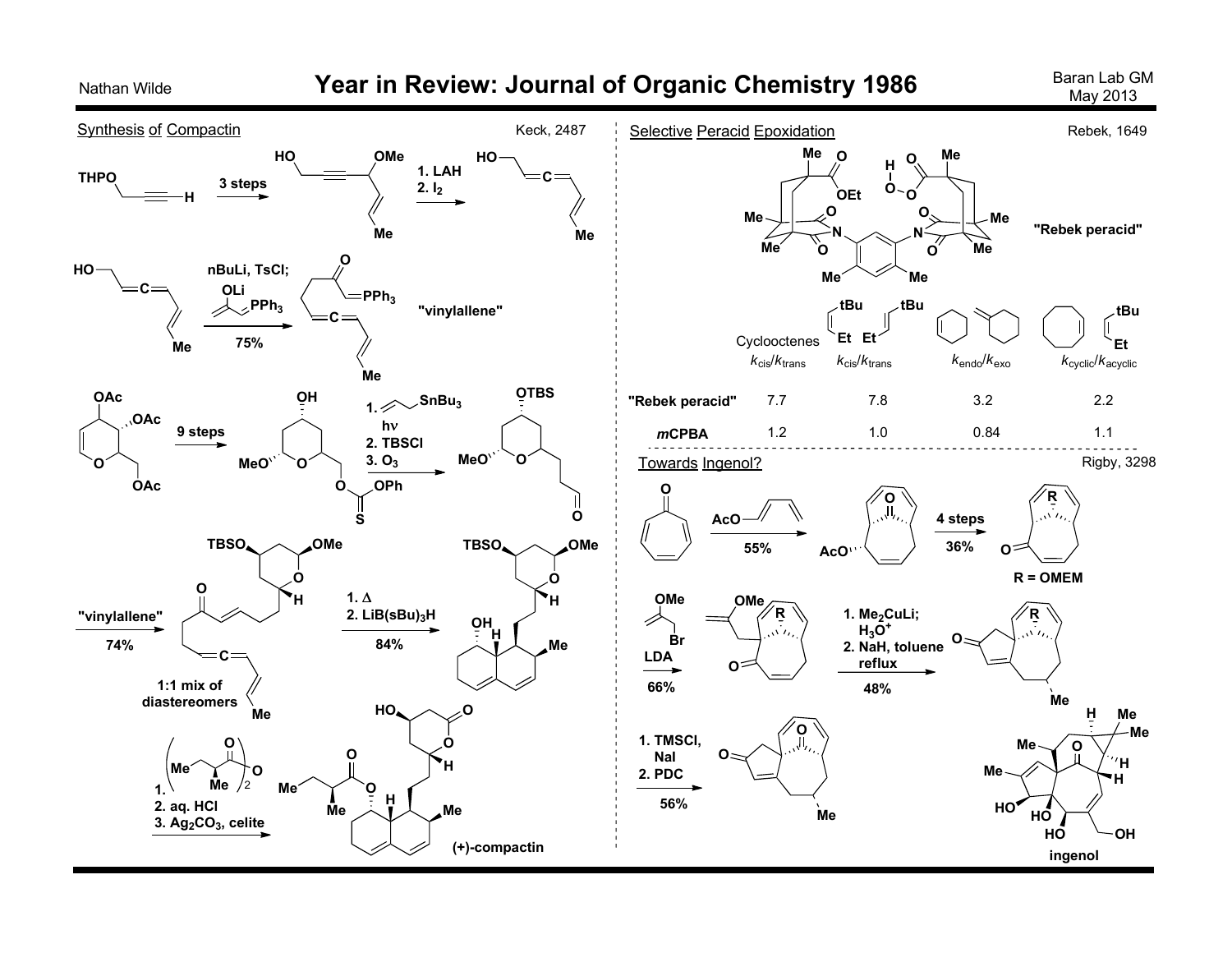# Year in Review: Journal of Organic Chemistry 1986

Nathan Wilde — Baran Lab GM, May 2013

## Synthesis of Compactin

Keck, 2487

THPO–CH$_2$–C≡C–H → (3 steps) → HO–CH$_2$–C≡C–CH(OMe)–CH=CH–Me → (1. LAH; 2. $I_2$) → HO–CH$_2$–CH=C=CH–CH=CH–Me

HO–CH$_2$–CH=C=CH–CH=CH–Me → (nBuLi, TsCl; LiO–C(=CH$_2$)–CH=PPh$_3$; 75%) → "vinylallene" (ylide ketone, =PPh$_3$)

Triacetyl glycal (OAc, OAc, OAc) → (9 steps) → MeO-pyranoside with OH and thiocarbonate (OC(=S)OPh) → (1. allyl-SnBu$_3$, hν; 2. TBSCl; 3. $O_3$) → OTBS aldehyde

→ ("vinylallene", 74%) → enone vinylallene, 1:1 mix of diastereomers → (1. Δ; 2. LiB(sBu)$_3$H; 84%) → bicyclic alcohol (TBSO, OMe, OH, H, Me)

→ (1. (2-methylbutanoic anhydride)$_2$O; 2. aq. HCl; 3. $Ag_2CO_3$, celite) → (+)-compactin

## Selective Peracid Epoxidation

Rebek, 1649

"Rebek peracid"

| | Cyclooctenes $k_{cis}/k_{trans}$ | (tBu/Et alkenes) $k_{cis}/k_{trans}$ | $k_{endo}/k_{exo}$ | $k_{cyclic}/k_{acyclic}$ |
|---|---|---|---|---|
| "Rebek peracid" | 7.7 | 7.8 | 3.2 | 2.2 |
| *m*CPBA | 1.2 | 1.0 | 0.84 | 1.1 |

## Towards Ingenol?

Rigby, 3298

Tropone → (AcO-butadiene, 55%) → AcO bicyclic ketone → (4 steps, 36%) → enone, R = OMEM

→ (2-methoxyallyl bromide, LDA, 66%) → (1. $Me_2CuLi$; $H_3O^+$; 2. NaH, toluene reflux; 48%) → tricyclic enone (R, Me)

→ (1. TMSCl, NaI; 2. PDC; 56%) → tricyclic diketone (Me)

ingenol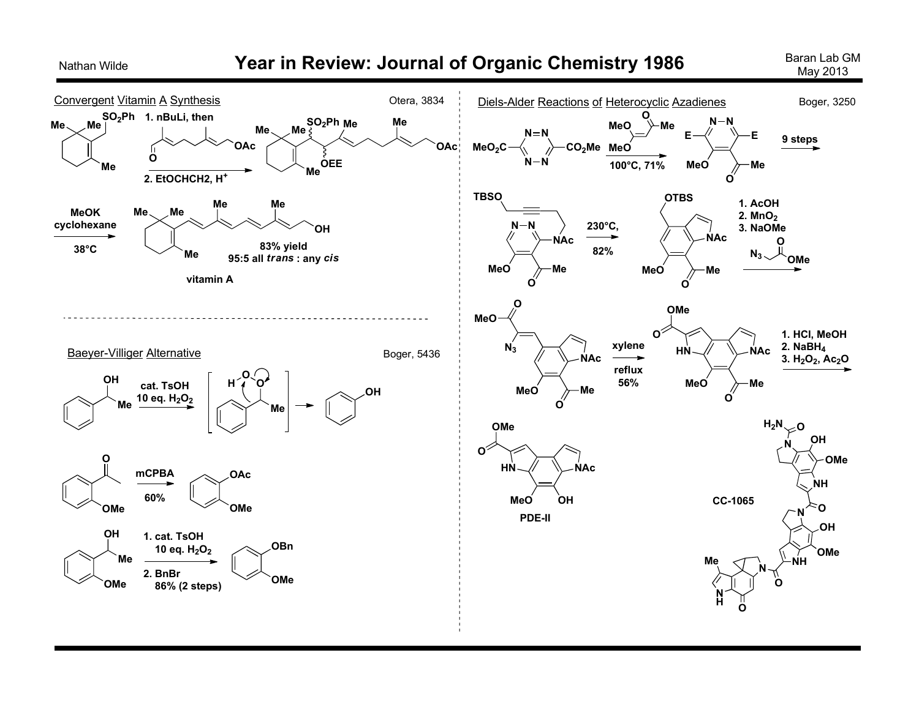# Year in Review: Journal of Organic Chemistry 1986

## Convergent Vitamin A Synthesis

Otera, 3834

1. nBuLi, then (aldehyde)
2. EtOCHCH2, $H^+$

MeOK cyclohexane 38°C

83% yield
95:5 all *trans* : any *cis*

vitamin A

## Baeyer-Villiger Alternative

Boger, 5436

cat. TsOH
10 eq. $H_2O_2$

mCPBA
60%

1. cat. TsOH
10 eq. $H_2O_2$
2. BnBr
86% (2 steps)

## Diels-Alder Reactions of Heterocyclic Azadienes

Boger, 3250

100°C, 71%

9 steps

230°C, 82%

1. AcOH
2. $MnO_2$
3. NaOMe

$N_3CH_2CO_2Me$

xylene reflux 56%

1. HCl, MeOH
2. $NaBH_4$
3. $H_2O_2$, $Ac_2O$

PDE-II

CC-1065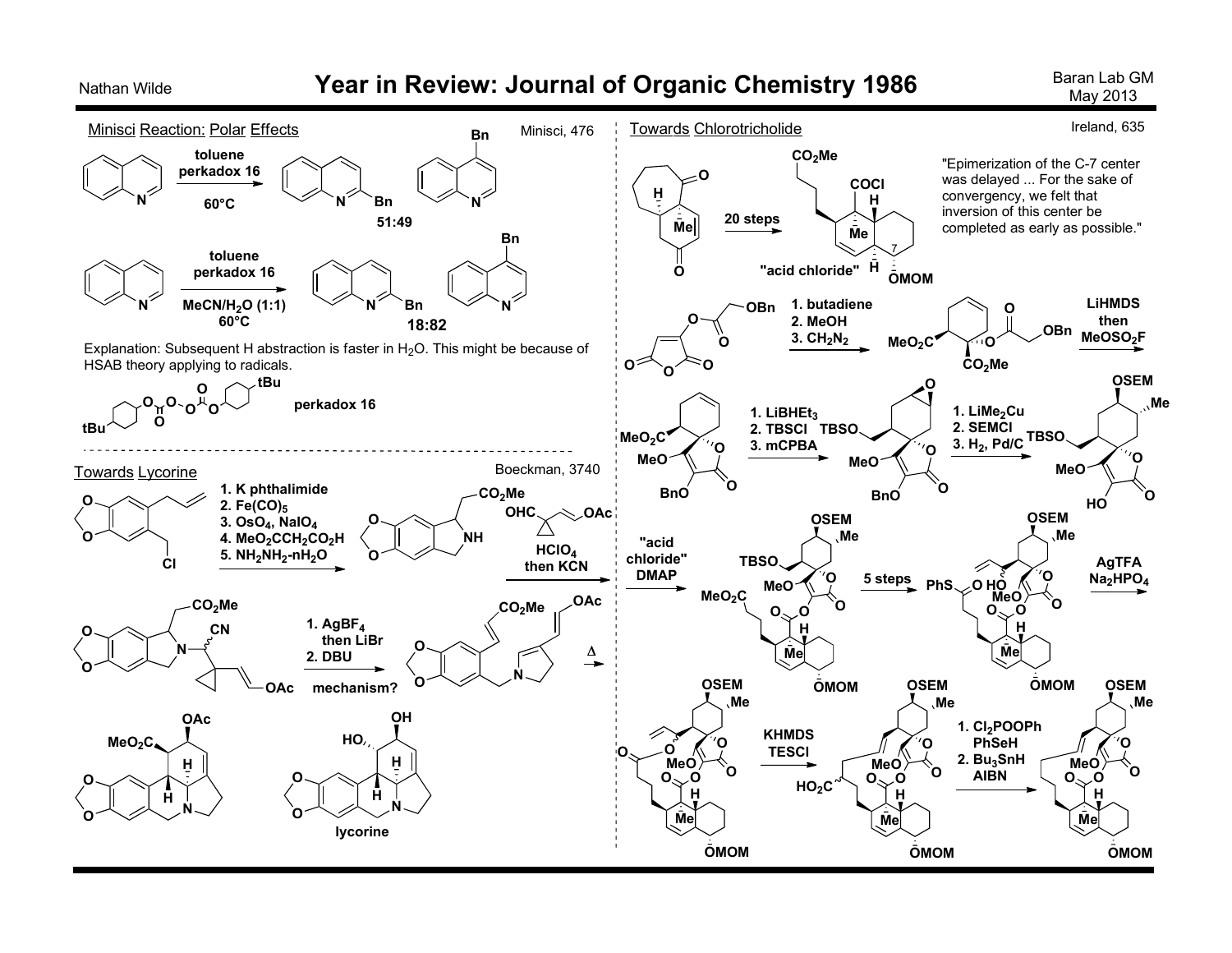# Year in Review: Journal of Organic Chemistry 1986

Nathan Wilde — Baran Lab GM, May 2013

## Minisci Reaction: Polar Effects

Minisci, 476

toluene, perkadox 16, 60°C → 2-Bn : 4-Bn quinoline 51:49

toluene, perkadox 16, MeCN/$H_2O$ (1:1), 60°C → 2-Bn : 4-Bn quinoline 18:82

Explanation: Subsequent H abstraction is faster in $H_2O$. This might be because of HSAB theory applying to radicals.

perkadox 16

## Towards Lycorine

Boeckman, 3740

1. K phthalimide
2. $Fe(CO)_5$
3. $OsO_4$, $NaIO_4$
4. $MeO_2CCH_2CO_2H$
5. $NH_2NH_2$-$nH_2O$

OHC–cyclopropyl–CH=CH–OAc, $HClO_4$ then KCN

1. $AgBF_4$ then LiBr
2. DBU

mechanism?

Δ

lycorine

## Towards Chlorotricholide

Ireland, 635

20 steps → "acid chloride" (COCl, $CO_2Me$, OMOM, C-7)

"Epimerization of the C-7 center was delayed ... For the sake of convergency, we felt that inversion of this center be completed as early as possible."

1. butadiene
2. MeOH
3. $CH_2N_2$

LiHMDS then $MeOSO_2F$

1. $LiBHEt_3$
2. TBSCl
3. mCPBA

1. $LiMe_2Cu$
2. SEMCl
3. $H_2$, Pd/C

"acid chloride" DMAP

5 steps

AgTFA, $Na_2HPO_4$

KHMDS, TESCl

1. $Cl_2POOPh$, PhSeH
2. $Bu_3SnH$, AIBN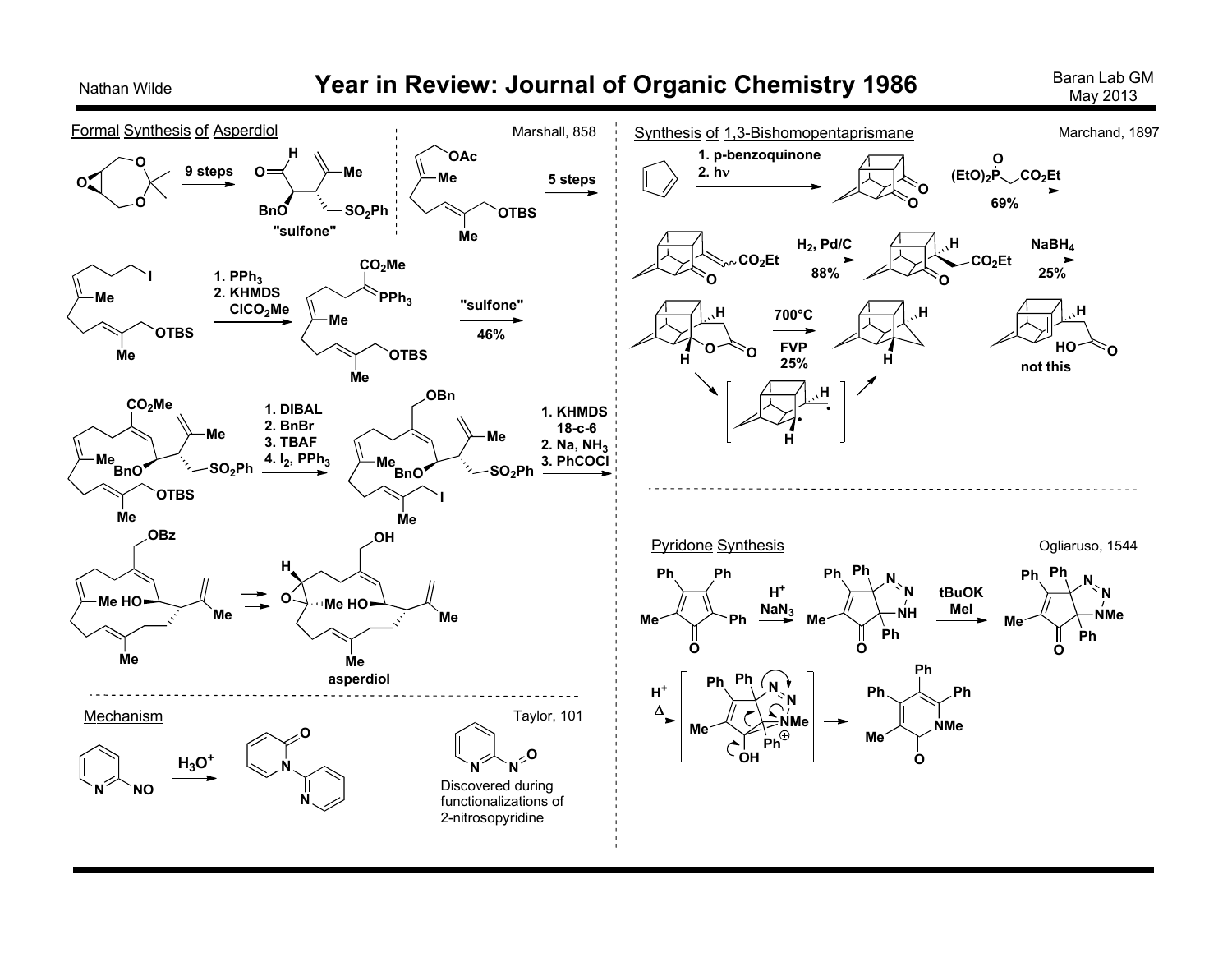# Year in Review: Journal of Organic Chemistry 1986

Nathan Wilde

Baran Lab GM
May 2013

## Formal Synthesis of Asperdiol

Marshall, 858

9 steps

"sulfone"

5 steps

1. $PPh_3$
2. KHMDS $ClCO_2Me$

"sulfone"
46%

1. DIBAL
2. BnBr
3. TBAF
4. $I_2$, $PPh_3$

1. KHMDS 18-c-6
2. Na, $NH_3$
3. PhCOCl

asperdiol

## Mechanism

Taylor, 101

$H_3O^+$

Discovered during functionalizations of 2-nitrosopyridine

## Synthesis of 1,3-Bishomopentaprismane

Marchand, 1897

1. p-benzoquinone
2. hν

$(EtO)_2P(O)CH_2CO_2Et$
69%

$H_2$, Pd/C
88%

$NaBH_4$
25%

700°C
FVP
25%

not this

## Pyridone Synthesis

Ogliaruso, 1544

$H^+$
$NaN_3$

tBuOK
MeI

$H^+$
Δ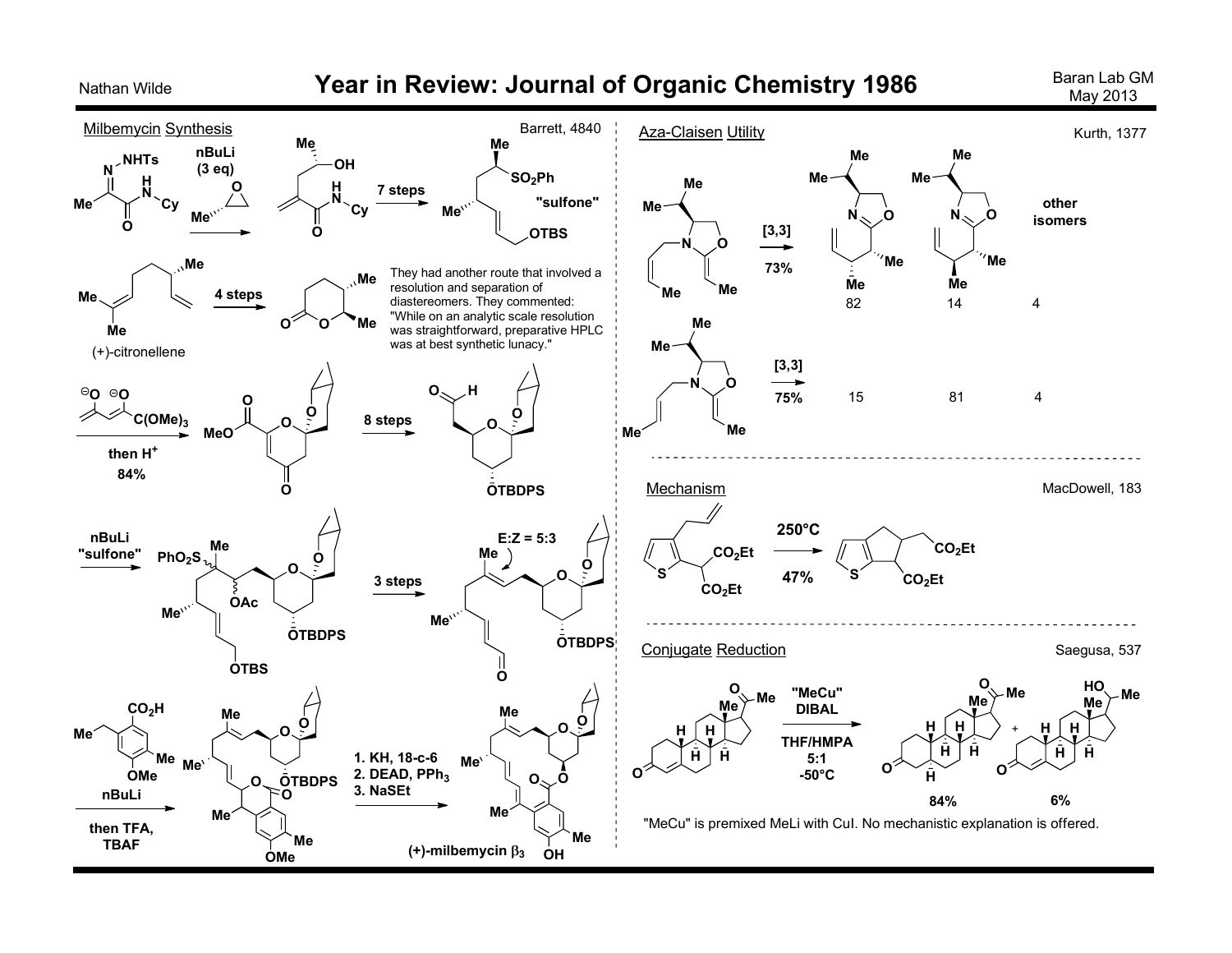# Year in Review: Journal of Organic Chemistry 1986

## Milbemycin Synthesis

Barrett, 4840

nBuLi (3 eq)

7 steps

"sulfone"

(+)-citronellene

4 steps

They had another route that involved a resolution and separation of diastereomers. They commented: "While on an analytic scale resolution was straightforward, preparative HPLC was at best synthetic lunacy."

then $H^+$

84%

8 steps

nBuLi "sulfone"

3 steps

E:Z = 5:3

nBuLi

then TFA, TBAF

1. KH, 18-c-6
2. DEAD, $PPh_3$
3. NaSEt

(+)-milbemycin $\beta_3$

## Aza-Claisen Utility

Kurth, 1377

| | [3,3] | | | other isomers |
|---|---|---|---|---|
| (Z)-substrate | 73% | 82 | 14 | 4 |
| (E)-substrate | 75% | 15 | 81 | 4 |

## Mechanism

MacDowell, 183

250°C

47%

## Conjugate Reduction

Saegusa, 537

"MeCu" DIBAL

THF/HMPA 5:1

-50°C

84% + 6%

"MeCu" is premixed MeLi with CuI. No mechanistic explanation is offered.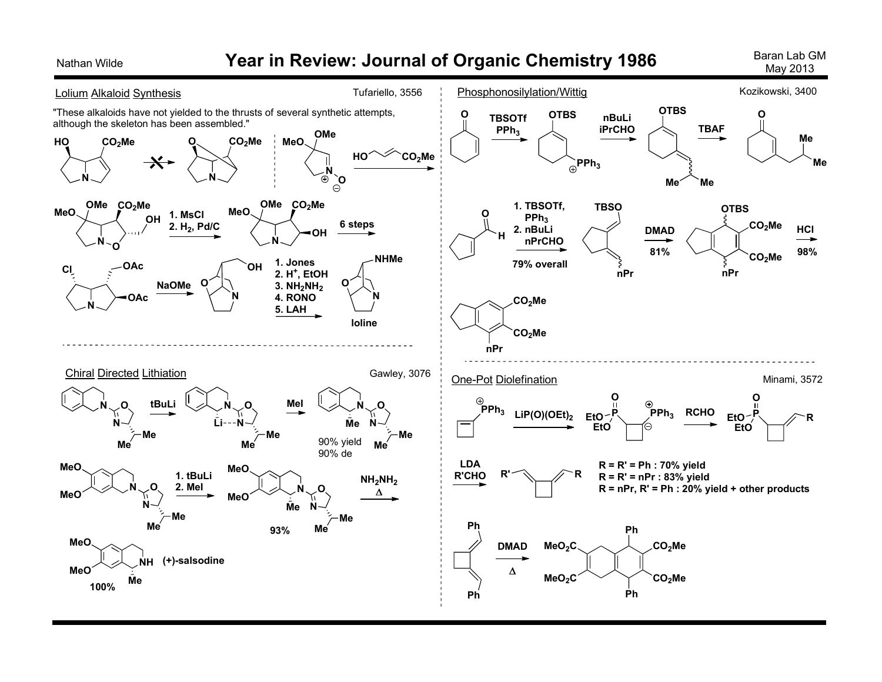# Year in Review: Journal of Organic Chemistry 1986

Nathan Wilde — Baran Lab GM, May 2013

## Lolium Alkaloid Synthesis

Tufariello, 3556

"These alkaloids have not yielded to the thrusts of several synthetic attempts, although the skeleton has been assembled."

HO, $CO_2Me$, N — ✗ → O, $CO_2Me$, N

MeO, OMe, N⊕, O⊖ — HO, $CO_2Me$ →

MeO, OMe, $CO_2Me$, OH, N–O — 1. MsCl 2. $H_2$, Pd/C → MeO, OMe, $CO_2Me$, N, OH — 6 steps →

Cl, OAc, N, OAc — NaOMe → O, OH, N — 1. Jones 2. $H^+$, EtOH 3. $NH_2NH_2$ 4. RONO 5. LAH → O, NHMe, N — loline

## Phosphonosilylation/Wittig

Kozikowski, 3400

O — TBSOTf, $PPh_3$ → OTBS, ⊕$PPh_3$ — nBuLi, iPrCHO → OTBS, Me, Me — TBAF → O, Me, Me

O, H — 1. TBSOTf, $PPh_3$ 2. nBuLi nPrCHO; 79% overall → TBSO, nPr — DMAD; 81% → OTBS, $CO_2Me$, $CO_2Me$, nPr — HCl; 98% → $CO_2Me$, $CO_2Me$, nPr

## Chiral Directed Lithiation

Gawley, 3076

N, O, N, Me, Me — tBuLi → N, O, Li---N, Me, Me — MeI → N, O, Me, N, Me, Me

90% yield
90% de

MeO, MeO, N, O, N, Me, Me — 1. tBuLi 2. MeI → MeO, MeO, N, O, Me, N, Me, Me — 93% — $NH_2NH_2$, Δ →

MeO, MeO, NH, Me — (+)-salsodine — 100%

## One-Pot Diolefination

Minami, 3572

⊕$PPh_3$ — $LiP(O)(OEt)_2$ → O, EtO, EtO, P, ⊕$PPh_3$, ⊖ — RCHO → O, EtO, EtO, P, R

LDA, R'CHO → R', R

R = R' = Ph : 70% yield
R = R' = nPr : 83% yield
R = nPr, R' = Ph : 20% yield + other products

Ph, Ph — DMAD, Δ → $MeO_2C$, $MeO_2C$, Ph, $CO_2Me$, $CO_2Me$, Ph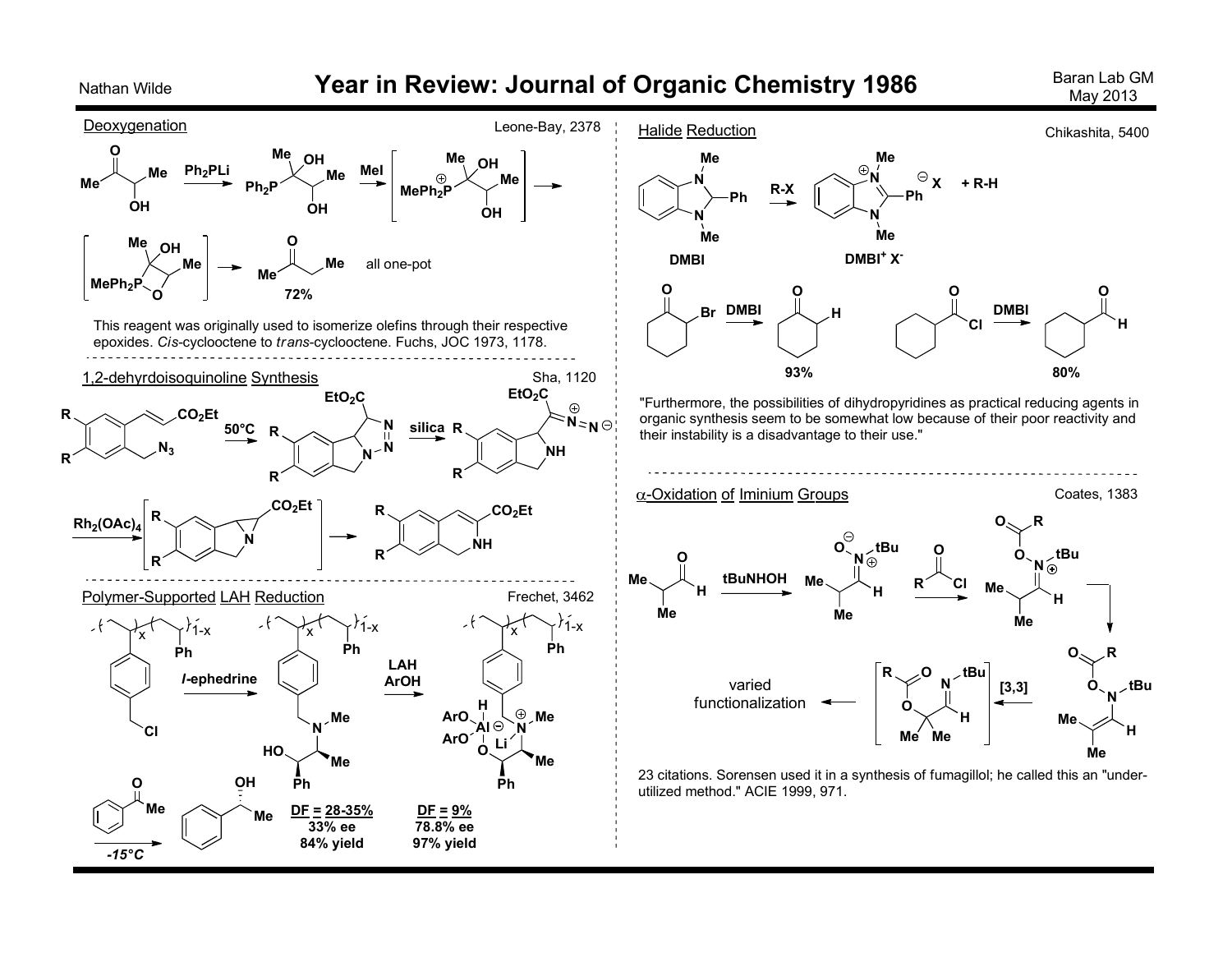# Year in Review: Journal of Organic Chemistry 1986

Nathan Wilde

Baran Lab GM
May 2013

## Deoxygenation

Leone-Bay, 2378

$Ph_2PLi$ → MeI → all one-pot

72%

This reagent was originally used to isomerize olefins through their respective epoxides. *Cis*-cyclooctene to *trans*-cyclooctene. Fuchs, JOC 1973, 1178.

## 1,2-dehyrdoisoquinoline Synthesis

Sha, 1120

50°C → silica → $Rh_2(OAc)_4$

## Polymer-Supported LAH Reduction

Frechet, 3462

*l*-ephedrine → LAH, ArOH

-15°C

DF = 28-35%
33% ee
84% yield

DF = 9%
78.8% ee
97% yield

## Halide Reduction

Chikashita, 5400

DMBI → R-X → $DMBI^+ X^-$ + R-H

DMBI: 93%

DMBI: 80%

"Furthermore, the possibilities of dihydropyridines as practical reducing agents in organic synthesis seem to be somewhat low because of their poor reactivity and their instability is a disadvantage to their use."

## α-Oxidation of Iminium Groups

Coates, 1383

tBuNHOH → RCOCl → [3,3] → varied functionalization

23 citations. Sorensen used it in a synthesis of fumagillol; he called this an "under-utilized method." ACIE 1999, 971.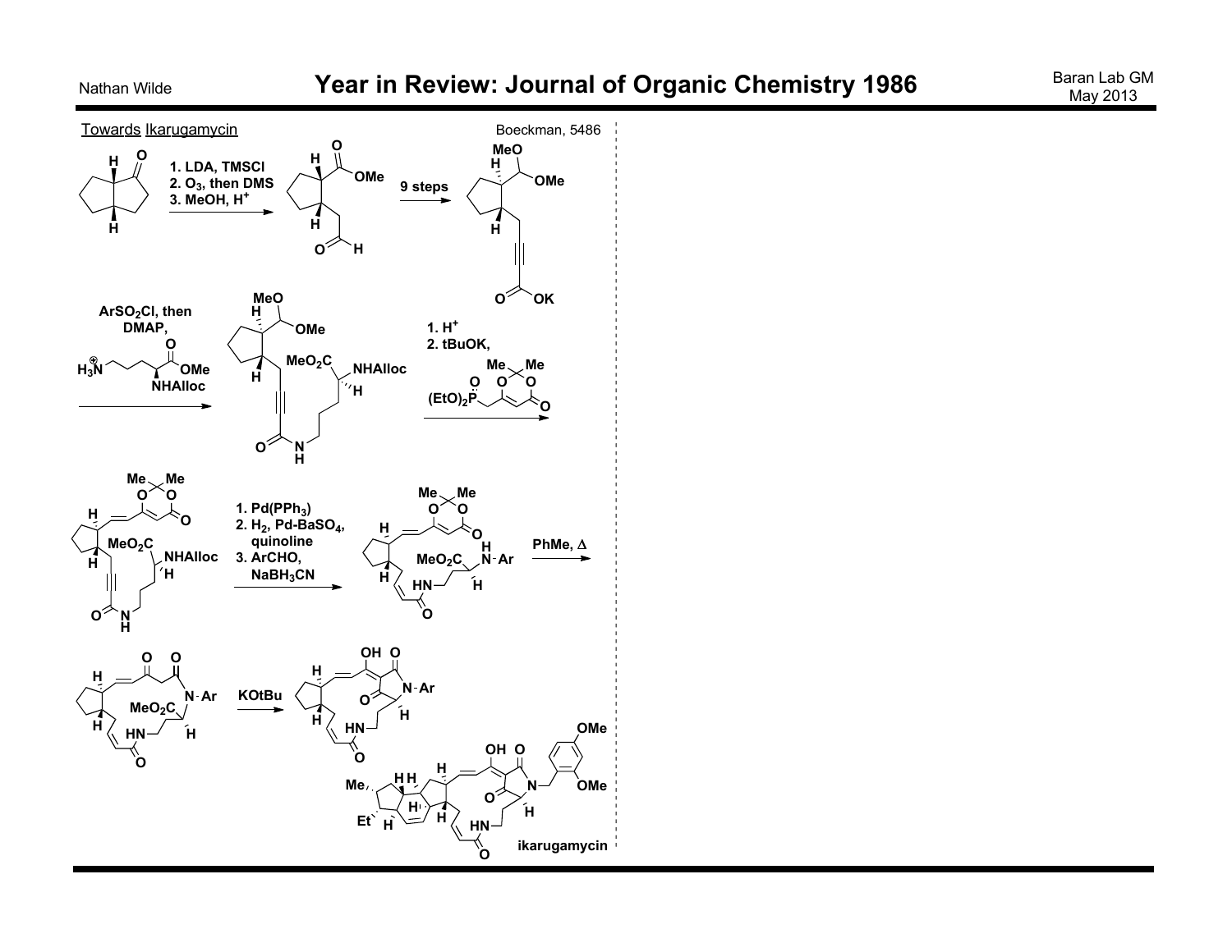## Towards Ikarugamycin

Boeckman, 5486

1. LDA, TMSCl
2. $O_3$, then DMS
3. MeOH, $H^+$

9 steps

$ArSO_2Cl$, then DMAP,

1. $H^+$
2. tBuOK,

1. $Pd(PPh_3)$
2. $H_2$, $Pd\text{-}BaSO_4$, quinoline
3. ArCHO, $NaBH_3CN$

PhMe, Δ

KOtBu

ikarugamycin